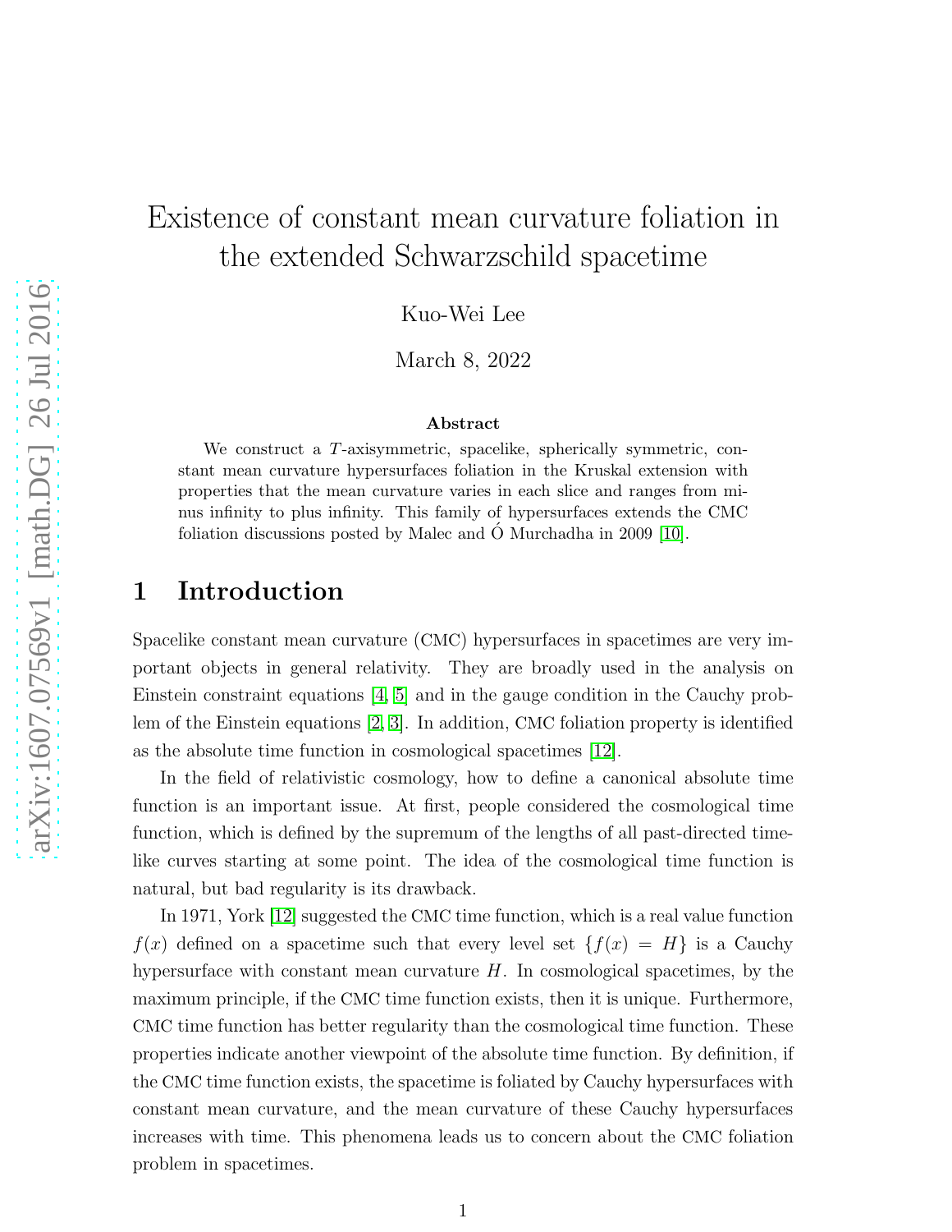# Existence of constant mean curvature foliation in the extended Schwarzschild spacetime

Kuo-Wei Lee

March 8, 2022

### Abstract

We construct a $T$-axisymmetric, spacelike, spherically symmetric, constant mean curvature hypersurfaces foliation in the Kruskal extension with properties that the mean curvature varies in each slice and ranges from minus infinity to plus infinity. This family of hypersurfaces extends the CMC foliation discussions posted by Malec and Ó Murchadha in 2009 [10].

## 1 Introduction

Spacelike constant mean curvature (CMC) hypersurfaces in spacetimes are very important objects in general relativity. They are broadly used in the analysis on Einstein constraint equations [4, 5] and in the gauge condition in the Cauchy problem of the Einstein equations [2, 3]. In addition, CMC foliation property is identified as the absolute time function in cosmological spacetimes [12].

In the field of relativistic cosmology, how to define a canonical absolute time function is an important issue. At first, people considered the cosmological time function, which is defined by the supremum of the lengths of all past-directed timelike curves starting at some point. The idea of the cosmological time function is natural, but bad regularity is its drawback.

In 1971, York [12] suggested the CMC time function, which is a real value function $f(x)$ defined on a spacetime such that every level set $\{f(x) = H\}$ is a Cauchy hypersurface with constant mean curvature $H$. In cosmological spacetimes, by the maximum principle, if the CMC time function exists, then it is unique. Furthermore, CMC time function has better regularity than the cosmological time function. These properties indicate another viewpoint of the absolute time function. By definition, if the CMC time function exists, the spacetime is foliated by Cauchy hypersurfaces with constant mean curvature, and the mean curvature of these Cauchy hypersurfaces increases with time. This phenomena leads us to concern about the CMC foliation problem in spacetimes.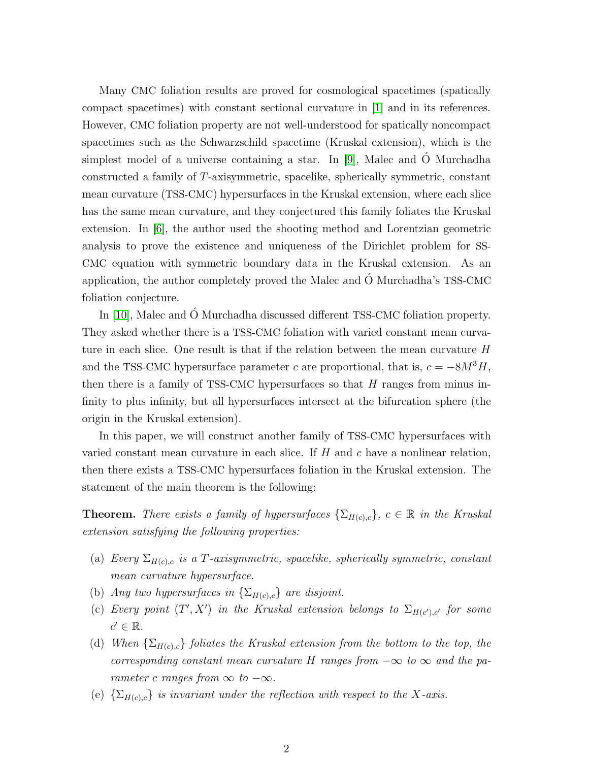Many CMC foliation results are proved for cosmological spacetimes (spatially compact spacetimes) with constant sectional curvature in [1] and in its references. However, CMC foliation property are not well-understood for spatially noncompact spacetimes such as the Schwarzschild spacetime (Kruskal extension), which is the simplest model of a universe containing a star. In [9], Malec and Ó Murchadha constructed a family of $T$-axisymmetric, spacelike, spherically symmetric, constant mean curvature (TSS-CMC) hypersurfaces in the Kruskal extension, where each slice has the same mean curvature, and they conjectured this family foliates the Kruskal extension. In [6], the author used the shooting method and Lorentzian geometric analysis to prove the existence and uniqueness of the Dirichlet problem for SS-CMC equation with symmetric boundary data in the Kruskal extension. As an application, the author completely proved the Malec and Ó Murchadha's TSS-CMC foliation conjecture.

In [10], Malec and Ó Murchadha discussed different TSS-CMC foliation property. They asked whether there is a TSS-CMC foliation with varied constant mean curvature in each slice. One result is that if the relation between the mean curvature $H$ and the TSS-CMC hypersurface parameter $c$ are proportional, that is, $c = -8M^3H$, then there is a family of TSS-CMC hypersurfaces so that $H$ ranges from minus infinity to plus infinity, but all hypersurfaces intersect at the bifurcation sphere (the origin in the Kruskal extension).

In this paper, we will construct another family of TSS-CMC hypersurfaces with varied constant mean curvature in each slice. If $H$ and $c$ have a nonlinear relation, then there exists a TSS-CMC hypersurfaces foliation in the Kruskal extension. The statement of the main theorem is the following:

**Theorem.** *There exists a family of hypersurfaces $\{\Sigma_{H(c),c}\}$, $c \in \mathbb{R}$ in the Kruskal extension satisfying the following properties:*

(a) *Every $\Sigma_{H(c),c}$ is a $T$-axisymmetric, spacelike, spherically symmetric, constant mean curvature hypersurface.*

(b) *Any two hypersurfaces in $\{\Sigma_{H(c),c}\}$ are disjoint.*

(c) *Every point $(T', X')$ in the Kruskal extension belongs to $\Sigma_{H(c'),c'}$ for some $c' \in \mathbb{R}$.*

(d) *When $\{\Sigma_{H(c),c}\}$ foliates the Kruskal extension from the bottom to the top, the corresponding constant mean curvature $H$ ranges from $-\infty$ to $\infty$ and the parameter $c$ ranges from $\infty$ to $-\infty$.*

(e) *$\{\Sigma_{H(c),c}\}$ is invariant under the reflection with respect to the $X$-axis.*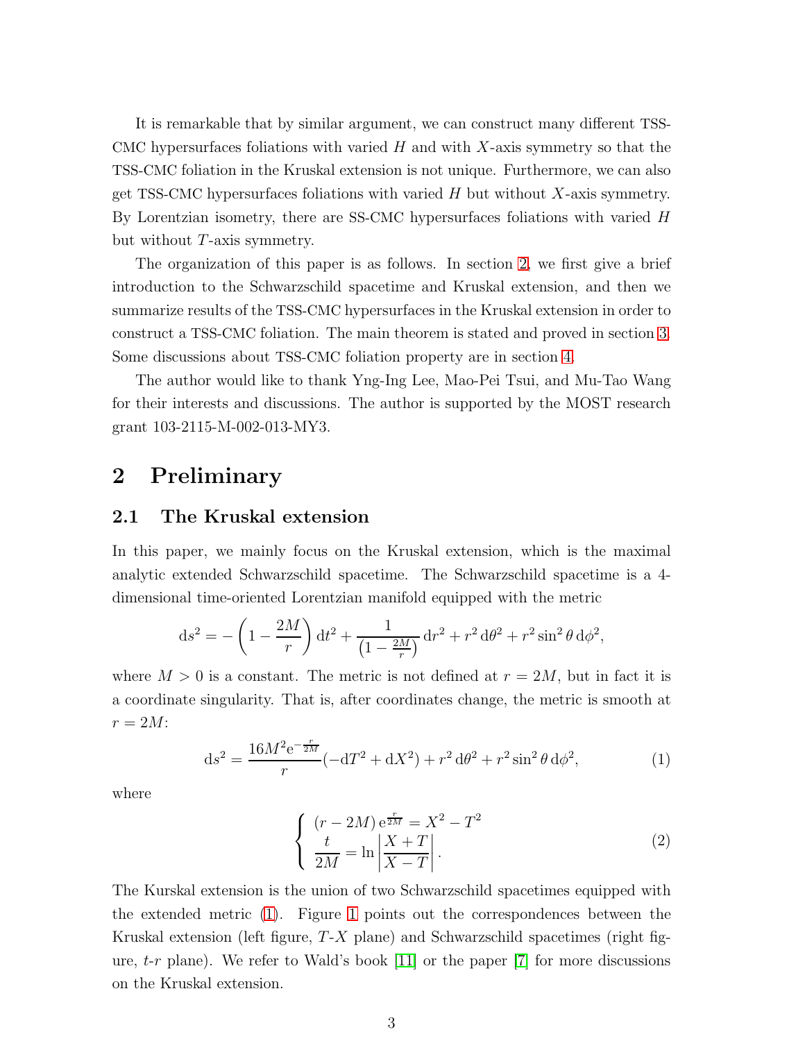It is remarkable that by similar argument, we can construct many different TSS-CMC hypersurfaces foliations with varied $H$ and with $X$-axis symmetry so that the TSS-CMC foliation in the Kruskal extension is not unique. Furthermore, we can also get TSS-CMC hypersurfaces foliations with varied $H$ but without $X$-axis symmetry. By Lorentzian isometry, there are SS-CMC hypersurfaces foliations with varied $H$ but without $T$-axis symmetry.

The organization of this paper is as follows. In section 2, we first give a brief introduction to the Schwarzschild spacetime and Kruskal extension, and then we summarize results of the TSS-CMC hypersurfaces in the Kruskal extension in order to construct a TSS-CMC foliation. The main theorem is stated and proved in section 3. Some discussions about TSS-CMC foliation property are in section 4.

The author would like to thank Yng-Ing Lee, Mao-Pei Tsui, and Mu-Tao Wang for their interests and discussions. The author is supported by the MOST research grant 103-2115-M-002-013-MY3.

# 2 Preliminary

## 2.1 The Kruskal extension

In this paper, we mainly focus on the Kruskal extension, which is the maximal analytic extended Schwarzschild spacetime. The Schwarzschild spacetime is a 4-dimensional time-oriented Lorentzian manifold equipped with the metric

$$\mathrm{d}s^2 = -\left(1 - \frac{2M}{r}\right)\mathrm{d}t^2 + \frac{1}{\left(1 - \frac{2M}{r}\right)}\mathrm{d}r^2 + r^2\,\mathrm{d}\theta^2 + r^2\sin^2\theta\,\mathrm{d}\phi^2,$$

where $M > 0$ is a constant. The metric is not defined at $r = 2M$, but in fact it is a coordinate singularity. That is, after coordinates change, the metric is smooth at $r = 2M$:

$$\mathrm{d}s^2 = \frac{16M^2\mathrm{e}^{-\frac{r}{2M}}}{r}(-\mathrm{d}T^2 + \mathrm{d}X^2) + r^2\,\mathrm{d}\theta^2 + r^2\sin^2\theta\,\mathrm{d}\phi^2, \tag{1}$$

where

$$\begin{cases} (r - 2M)\,\mathrm{e}^{\frac{r}{2M}} = X^2 - T^2 \\ \dfrac{t}{2M} = \ln\left|\dfrac{X+T}{X-T}\right|. \end{cases} \tag{2}$$

The Kurskal extension is the union of two Schwarzschild spacetimes equipped with the extended metric (1). Figure 1 points out the correspondences between the Kruskal extension (left figure, $T$-$X$ plane) and Schwarzschild spacetimes (right figure, $t$-$r$ plane). We refer to Wald's book [11] or the paper [7] for more discussions on the Kruskal extension.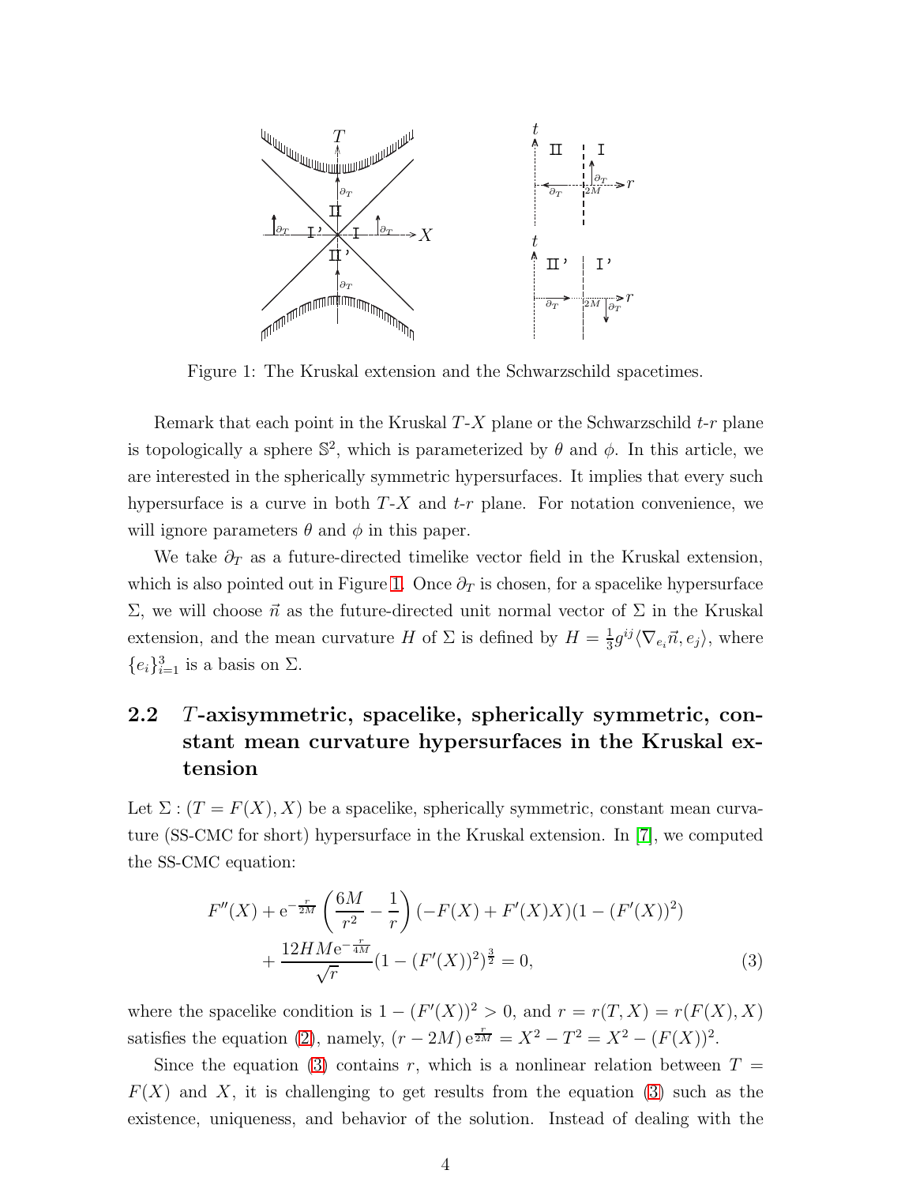Figure 1: The Kruskal extension and the Schwarzschild spacetimes.

Remark that each point in the Kruskal $T$-$X$ plane or the Schwarzschild $t$-$r$ plane is topologically a sphere $\mathbb{S}^2$, which is parameterized by $\theta$ and $\phi$. In this article, we are interested in the spherically symmetric hypersurfaces. It implies that every such hypersurface is a curve in both $T$-$X$ and $t$-$r$ plane. For notation convenience, we will ignore parameters $\theta$ and $\phi$ in this paper.

We take $\partial_T$ as a future-directed timelike vector field in the Kruskal extension, which is also pointed out in Figure 1. Once $\partial_T$ is chosen, for a spacelike hypersurface $\Sigma$, we will choose $\vec{n}$ as the future-directed unit normal vector of $\Sigma$ in the Kruskal extension, and the mean curvature $H$ of $\Sigma$ is defined by $H = \frac{1}{3} g^{ij} \langle \nabla_{e_i} \vec{n}, e_j \rangle$, where $\{e_i\}_{i=1}^3$ is a basis on $\Sigma$.

## 2.2 $T$-axisymmetric, spacelike, spherically symmetric, constant mean curvature hypersurfaces in the Kruskal extension

Let $\Sigma : (T = F(X), X)$ be a spacelike, spherically symmetric, constant mean curvature (SS-CMC for short) hypersurface in the Kruskal extension. In [7], we computed the SS-CMC equation:

$$F''(X) + \mathrm{e}^{-\frac{r}{2M}} \left( \frac{6M}{r^2} - \frac{1}{r} \right) (-F(X) + F'(X)X)(1 - (F'(X))^2) + \frac{12HM\mathrm{e}^{-\frac{r}{4M}}}{\sqrt{r}} (1 - (F'(X))^2)^{\frac{3}{2}} = 0, \tag{3}$$

where the spacelike condition is $1 - (F'(X))^2 > 0$, and $r = r(T, X) = r(F(X), X)$ satisfies the equation (2), namely, $(r - 2M)\,\mathrm{e}^{\frac{r}{2M}} = X^2 - T^2 = X^2 - (F(X))^2$.

Since the equation (3) contains $r$, which is a nonlinear relation between $T = F(X)$ and $X$, it is challenging to get results from the equation (3) such as the existence, uniqueness, and behavior of the solution. Instead of dealing with the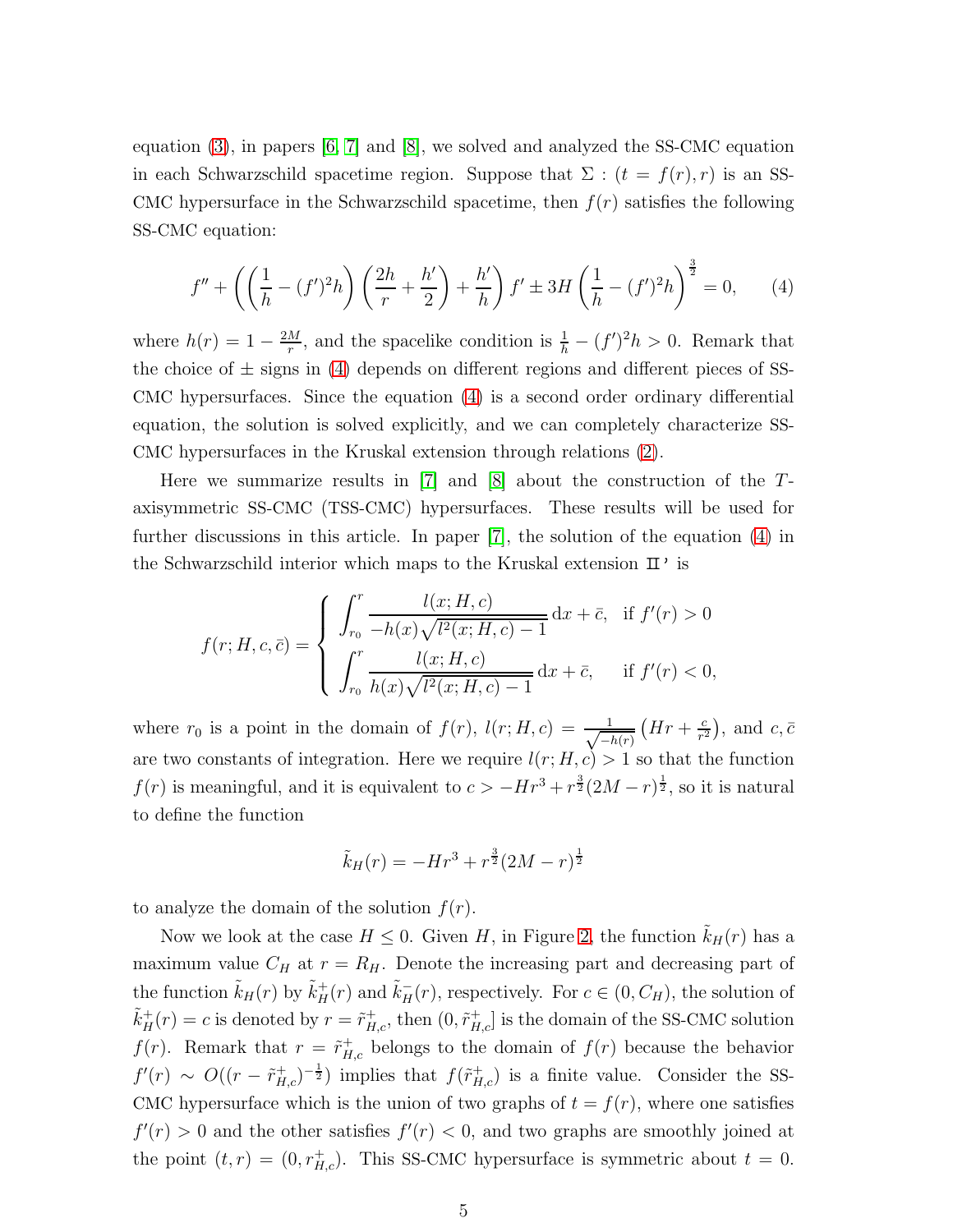equation (3), in papers [6, 7] and [8], we solved and analyzed the SS-CMC equation in each Schwarzschild spacetime region. Suppose that $\Sigma : (t = f(r), r)$ is an SS-CMC hypersurface in the Schwarzschild spacetime, then $f(r)$ satisfies the following SS-CMC equation:

$$f'' + \left( \left( \frac{1}{h} - (f')^2 h \right) \left( \frac{2h}{r} + \frac{h'}{2} \right) + \frac{h'}{h} \right) f' \pm 3H \left( \frac{1}{h} - (f')^2 h \right)^{\frac{3}{2}} = 0, \qquad (4)$$

where $h(r) = 1 - \frac{2M}{r}$, and the spacelike condition is $\frac{1}{h} - (f')^2 h > 0$. Remark that the choice of $\pm$ signs in (4) depends on different regions and different pieces of SS-CMC hypersurfaces. Since the equation (4) is a second order ordinary differential equation, the solution is solved explicitly, and we can completely characterize SS-CMC hypersurfaces in the Kruskal extension through relations (2).

Here we summarize results in [7] and [8] about the construction of the $T$-axisymmetric SS-CMC (TSS-CMC) hypersurfaces. These results will be used for further discussions in this article. In paper [7], the solution of the equation (4) in the Schwarzschild interior which maps to the Kruskal extension II' is

$$f(r; H, c, \bar{c}) = \begin{cases} \displaystyle\int_{r_0}^{r} \frac{l(x; H, c)}{-h(x)\sqrt{l^2(x; H, c) - 1}} \, \mathrm{d}x + \bar{c}, & \text{if } f'(r) > 0 \\ \displaystyle\int_{r_0}^{r} \frac{l(x; H, c)}{h(x)\sqrt{l^2(x; H, c) - 1}} \, \mathrm{d}x + \bar{c}, & \text{if } f'(r) < 0, \end{cases}$$

where $r_0$ is a point in the domain of $f(r)$, $l(r; H, c) = \frac{1}{\sqrt{-h(r)}} \left( Hr + \frac{c}{r^2} \right)$, and $c, \bar{c}$ are two constants of integration. Here we require $l(r; H, c) > 1$ so that the function $f(r)$ is meaningful, and it is equivalent to $c > -Hr^3 + r^{\frac{3}{2}}(2M - r)^{\frac{1}{2}}$, so it is natural to define the function

$$\tilde{k}_H(r) = -Hr^3 + r^{\frac{3}{2}}(2M - r)^{\frac{1}{2}}$$

to analyze the domain of the solution $f(r)$.

Now we look at the case $H \leq 0$. Given $H$, in Figure 2, the function $\tilde{k}_H(r)$ has a maximum value $C_H$ at $r = R_H$. Denote the increasing part and decreasing part of the function $\tilde{k}_H(r)$ by $\tilde{k}_H^+(r)$ and $\tilde{k}_H^-(r)$, respectively. For $c \in (0, C_H)$, the solution of $\tilde{k}_H^+(r) = c$ is denoted by $r = \tilde{r}_{H,c}^+$, then $(0, \tilde{r}_{H,c}^+]$ is the domain of the SS-CMC solution $f(r)$. Remark that $r = \tilde{r}_{H,c}^+$ belongs to the domain of $f(r)$ because the behavior $f'(r) \sim O((r - \tilde{r}_{H,c}^+)^{-\frac{1}{2}})$ implies that $f(\tilde{r}_{H,c}^+)$ is a finite value. Consider the SS-CMC hypersurface which is the union of two graphs of $t = f(r)$, where one satisfies $f'(r) > 0$ and the other satisfies $f'(r) < 0$, and two graphs are smoothly joined at the point $(t, r) = (0, r_{H,c}^+)$. This SS-CMC hypersurface is symmetric about $t = 0$.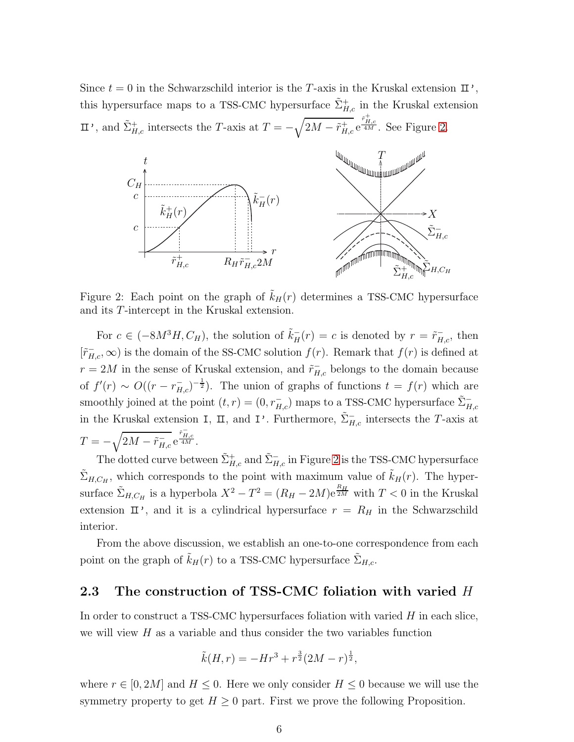Since $t = 0$ in the Schwarzschild interior is the $T$-axis in the Kruskal extension II', this hypersurface maps to a TSS-CMC hypersurface $\tilde{\Sigma}^+_{H,c}$ in the Kruskal extension II', and $\tilde{\Sigma}^+_{H,c}$ intersects the $T$-axis at $T = -\sqrt{2M - \tilde{r}^+_{H,c}}\, \mathrm{e}^{\frac{\tilde{r}^+_{H,c}}{4M}}$. See Figure 2.

Figure 2: Each point on the graph of $\tilde{k}_H(r)$ determines a TSS-CMC hypersurface and its $T$-intercept in the Kruskal extension.

For $c \in (-8M^3H, C_H)$, the solution of $\tilde{k}^-_H(r) = c$ is denoted by $r = \tilde{r}^-_{H,c}$, then $[\tilde{r}^-_{H,c}, \infty)$ is the domain of the SS-CMC solution $f(r)$. Remark that $f(r)$ is defined at $r = 2M$ in the sense of Kruskal extension, and $\tilde{r}^-_{H,c}$ belongs to the domain because of $f'(r) \sim O((r - r^-_{H,c})^{-\frac{1}{2}})$. The union of graphs of functions $t = f(r)$ which are smoothly joined at the point $(t, r) = (0, r^-_{H,c})$ maps to a TSS-CMC hypersurface $\tilde{\Sigma}^-_{H,c}$ in the Kruskal extension I, II, and I'. Furthermore, $\tilde{\Sigma}^-_{H,c}$ intersects the $T$-axis at $T = -\sqrt{2M - \tilde{r}^-_{H,c}}\, \mathrm{e}^{\frac{\tilde{r}^-_{H,c}}{4M}}$.

The dotted curve between $\tilde{\Sigma}^+_{H,c}$ and $\tilde{\Sigma}^-_{H,c}$ in Figure 2 is the TSS-CMC hypersurface $\tilde{\Sigma}_{H,C_H}$, which corresponds to the point with maximum value of $\tilde{k}_H(r)$. The hypersurface $\tilde{\Sigma}_{H,C_H}$ is a hyperbola $X^2 - T^2 = (R_H - 2M)\mathrm{e}^{\frac{R_H}{2M}}$ with $T < 0$ in the Kruskal extension II', and it is a cylindrical hypersurface $r = R_H$ in the Schwarzschild interior.

From the above discussion, we establish an one-to-one correspondence from each point on the graph of $\tilde{k}_H(r)$ to a TSS-CMC hypersurface $\tilde{\Sigma}_{H,c}$.

## 2.3 The construction of TSS-CMC foliation with varied $H$

In order to construct a TSS-CMC hypersurfaces foliation with varied $H$ in each slice, we will view $H$ as a variable and thus consider the two variables function

$$\tilde{k}(H, r) = -Hr^3 + r^{\frac{3}{2}}(2M - r)^{\frac{1}{2}},$$

where $r \in [0, 2M]$ and $H \leq 0$. Here we only consider $H \leq 0$ because we will use the symmetry property to get $H \geq 0$ part. First we prove the following Proposition.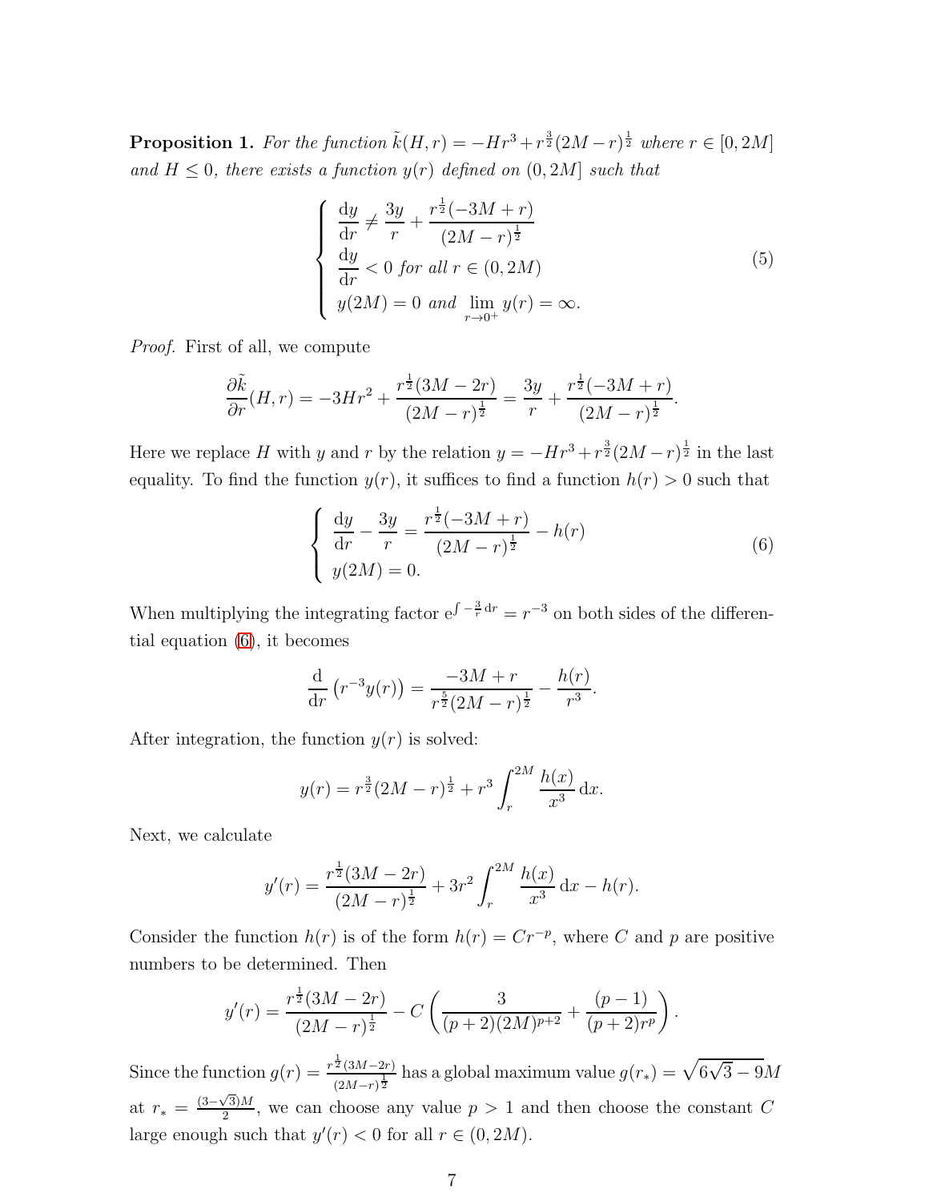**Proposition 1.** *For the function $\tilde{k}(H,r) = -Hr^3 + r^{\frac{3}{2}}(2M-r)^{\frac{1}{2}}$ where $r \in [0, 2M]$ and $H \leq 0$, there exists a function $y(r)$ defined on $(0, 2M]$ such that*

$$
\begin{cases}
\dfrac{\mathrm{d}y}{\mathrm{d}r} \neq \dfrac{3y}{r} + \dfrac{r^{\frac{1}{2}}(-3M+r)}{(2M-r)^{\frac{1}{2}}} \\
\dfrac{\mathrm{d}y}{\mathrm{d}r} < 0 \text{ for all } r \in (0, 2M) \\
y(2M) = 0 \text{ and } \lim\limits_{r \to 0^+} y(r) = \infty.
\end{cases}
\tag{5}
$$

*Proof.* First of all, we compute

$$
\frac{\partial \tilde{k}}{\partial r}(H,r) = -3Hr^2 + \frac{r^{\frac{1}{2}}(3M-2r)}{(2M-r)^{\frac{1}{2}}} = \frac{3y}{r} + \frac{r^{\frac{1}{2}}(-3M+r)}{(2M-r)^{\frac{1}{2}}}.
$$

Here we replace $H$ with $y$ and $r$ by the relation $y = -Hr^3 + r^{\frac{3}{2}}(2M-r)^{\frac{1}{2}}$ in the last equality. To find the function $y(r)$, it suffices to find a function $h(r) > 0$ such that

$$
\begin{cases}
\dfrac{\mathrm{d}y}{\mathrm{d}r} - \dfrac{3y}{r} = \dfrac{r^{\frac{1}{2}}(-3M+r)}{(2M-r)^{\frac{1}{2}}} - h(r) \\
y(2M) = 0.
\end{cases}
\tag{6}
$$

When multiplying the integrating factor $\mathrm{e}^{\int -\frac{3}{r}\,\mathrm{d}r} = r^{-3}$ on both sides of the differential equation (6), it becomes

$$
\frac{\mathrm{d}}{\mathrm{d}r}\left(r^{-3}y(r)\right) = \frac{-3M+r}{r^{\frac{5}{2}}(2M-r)^{\frac{1}{2}}} - \frac{h(r)}{r^3}.
$$

After integration, the function $y(r)$ is solved:

$$
y(r) = r^{\frac{3}{2}}(2M-r)^{\frac{1}{2}} + r^3 \int_r^{2M} \frac{h(x)}{x^3}\,\mathrm{d}x.
$$

Next, we calculate

$$
y'(r) = \frac{r^{\frac{1}{2}}(3M-2r)}{(2M-r)^{\frac{1}{2}}} + 3r^2 \int_r^{2M} \frac{h(x)}{x^3}\,\mathrm{d}x - h(r).
$$

Consider the function $h(r)$ is of the form $h(r) = Cr^{-p}$, where $C$ and $p$ are positive numbers to be determined. Then

$$
y'(r) = \frac{r^{\frac{1}{2}}(3M-2r)}{(2M-r)^{\frac{1}{2}}} - C\left(\frac{3}{(p+2)(2M)^{p+2}} + \frac{(p-1)}{(p+2)r^p}\right).
$$

Since the function $g(r) = \frac{r^{\frac{1}{2}}(3M-2r)}{(2M-r)^{\frac{1}{2}}}$ has a global maximum value $g(r_*) = \sqrt{6\sqrt{3}-9}M$ at $r_* = \frac{(3-\sqrt{3})M}{2}$, we can choose any value $p > 1$ and then choose the constant $C$ large enough such that $y'(r) < 0$ for all $r \in (0, 2M)$.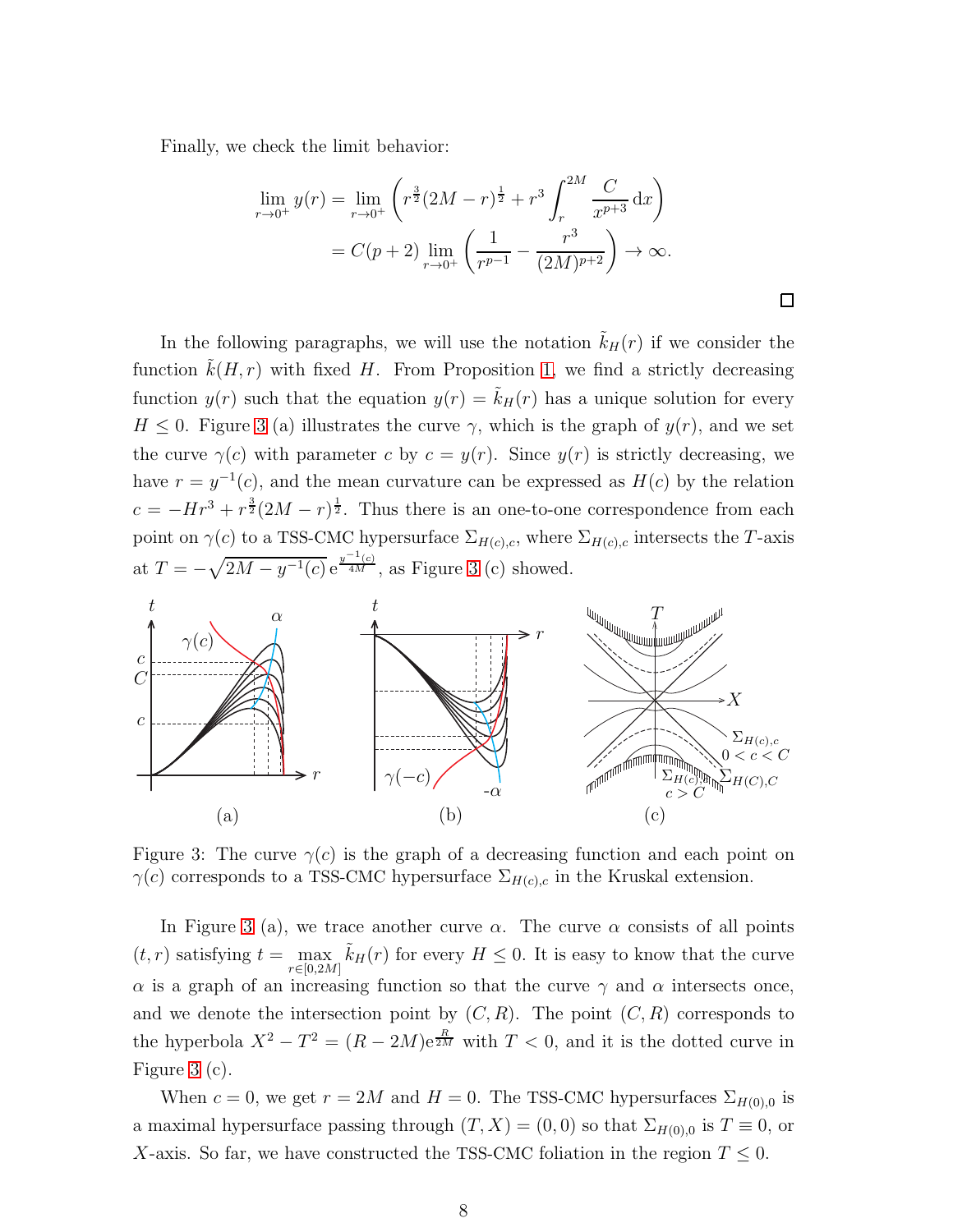Finally, we check the limit behavior:

$$
\begin{aligned}
\lim_{r\to 0^+} y(r) &= \lim_{r\to 0^+}\left(r^{\frac{3}{2}}(2M-r)^{\frac{1}{2}} + r^3\int_r^{2M}\frac{C}{x^{p+3}}\,\mathrm{d}x\right)\\
&= C(p+2)\lim_{r\to 0^+}\left(\frac{1}{r^{p-1}} - \frac{r^3}{(2M)^{p+2}}\right)\to\infty.
\end{aligned}
$$

□

In the following paragraphs, we will use the notation $\tilde{k}_H(r)$ if we consider the function $\tilde{k}(H, r)$ with fixed $H$. From Proposition 1, we find a strictly decreasing function $y(r)$ such that the equation $y(r) = \tilde{k}_H(r)$ has a unique solution for every $H \le 0$. Figure 3 (a) illustrates the curve $\gamma$, which is the graph of $y(r)$, and we set the curve $\gamma(c)$ with parameter $c$ by $c = y(r)$. Since $y(r)$ is strictly decreasing, we have $r = y^{-1}(c)$, and the mean curvature can be expressed as $H(c)$ by the relation $c = -Hr^3 + r^{\frac{3}{2}}(2M-r)^{\frac{1}{2}}$. Thus there is an one-to-one correspondence from each point on $\gamma(c)$ to a TSS-CMC hypersurface $\Sigma_{H(c),c}$, where $\Sigma_{H(c),c}$ intersects the $T$-axis at $T = -\sqrt{2M - y^{-1}(c)}\,\mathrm{e}^{\frac{y^{-1}(c)}{4M}}$, as Figure 3 (c) showed.

Figure 3: The curve $\gamma(c)$ is the graph of a decreasing function and each point on $\gamma(c)$ corresponds to a TSS-CMC hypersurface $\Sigma_{H(c),c}$ in the Kruskal extension.

In Figure 3 (a), we trace another curve $\alpha$. The curve $\alpha$ consists of all points $(t, r)$ satisfying $t = \max_{r\in[0,2M]} \tilde{k}_H(r)$ for every $H \le 0$. It is easy to know that the curve $\alpha$ is a graph of an increasing function so that the curve $\gamma$ and $\alpha$ intersects once, and we denote the intersection point by $(C, R)$. The point $(C, R)$ corresponds to the hyperbola $X^2 - T^2 = (R-2M)\mathrm{e}^{\frac{R}{2M}}$ with $T < 0$, and it is the dotted curve in Figure 3 (c).

When $c = 0$, we get $r = 2M$ and $H = 0$. The TSS-CMC hypersurfaces $\Sigma_{H(0),0}$ is a maximal hypersurface passing through $(T, X) = (0, 0)$ so that $\Sigma_{H(0),0}$ is $T \equiv 0$, or $X$-axis. So far, we have constructed the TSS-CMC foliation in the region $T \le 0$.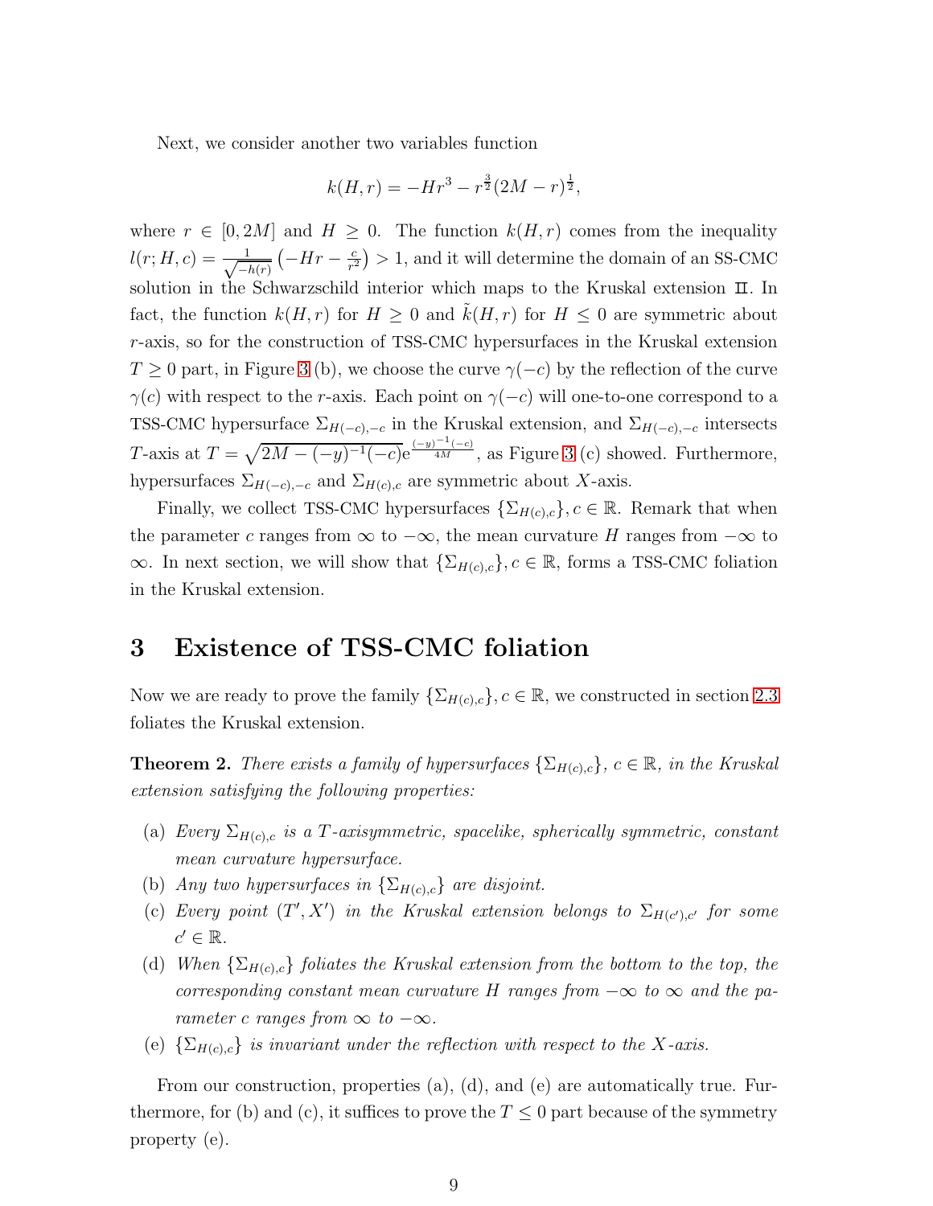Next, we consider another two variables function

$$k(H,r) = -Hr^3 - r^{\frac{3}{2}}(2M - r)^{\frac{1}{2}},$$

where $r \in [0, 2M]$ and $H \geq 0$. The function $k(H,r)$ comes from the inequality $l(r; H, c) = \frac{1}{\sqrt{-h(r)}}\left(-Hr - \frac{c}{r^2}\right) > 1$, and it will determine the domain of an SS-CMC solution in the Schwarzschild interior which maps to the Kruskal extension $\text{II}$. In fact, the function $k(H,r)$ for $H \geq 0$ and $\tilde{k}(H,r)$ for $H \leq 0$ are symmetric about $r$-axis, so for the construction of TSS-CMC hypersurfaces in the Kruskal extension $T \geq 0$ part, in Figure 3 (b), we choose the curve $\gamma(-c)$ by the reflection of the curve $\gamma(c)$ with respect to the $r$-axis. Each point on $\gamma(-c)$ will one-to-one correspond to a TSS-CMC hypersurface $\Sigma_{H(-c),-c}$ in the Kruskal extension, and $\Sigma_{H(-c),-c}$ intersects $T$-axis at $T = \sqrt{2M - (-y)^{-1}(-c)}\mathrm{e}^{\frac{(-y)^{-1}(-c)}{4M}}$, as Figure 3 (c) showed. Furthermore, hypersurfaces $\Sigma_{H(-c),-c}$ and $\Sigma_{H(c),c}$ are symmetric about $X$-axis.

Finally, we collect TSS-CMC hypersurfaces $\{\Sigma_{H(c),c}\}, c \in \mathbb{R}$. Remark that when the parameter $c$ ranges from $\infty$ to $-\infty$, the mean curvature $H$ ranges from $-\infty$ to $\infty$. In next section, we will show that $\{\Sigma_{H(c),c}\}, c \in \mathbb{R}$, forms a TSS-CMC foliation in the Kruskal extension.

# 3 Existence of TSS-CMC foliation

Now we are ready to prove the family $\{\Sigma_{H(c),c}\}, c \in \mathbb{R}$, we constructed in section 2.3 foliates the Kruskal extension.

**Theorem 2.** *There exists a family of hypersurfaces $\{\Sigma_{H(c),c}\}$, $c \in \mathbb{R}$, in the Kruskal extension satisfying the following properties:*

(a) *Every $\Sigma_{H(c),c}$ is a $T$-axisymmetric, spacelike, spherically symmetric, constant mean curvature hypersurface.*

(b) *Any two hypersurfaces in $\{\Sigma_{H(c),c}\}$ are disjoint.*

(c) *Every point $(T', X')$ in the Kruskal extension belongs to $\Sigma_{H(c'),c'}$ for some $c' \in \mathbb{R}$.*

(d) *When $\{\Sigma_{H(c),c}\}$ foliates the Kruskal extension from the bottom to the top, the corresponding constant mean curvature $H$ ranges from $-\infty$ to $\infty$ and the parameter $c$ ranges from $\infty$ to $-\infty$.*

(e) *$\{\Sigma_{H(c),c}\}$ is invariant under the reflection with respect to the $X$-axis.*

From our construction, properties (a), (d), and (e) are automatically true. Furthermore, for (b) and (c), it suffices to prove the $T \leq 0$ part because of the symmetry property (e).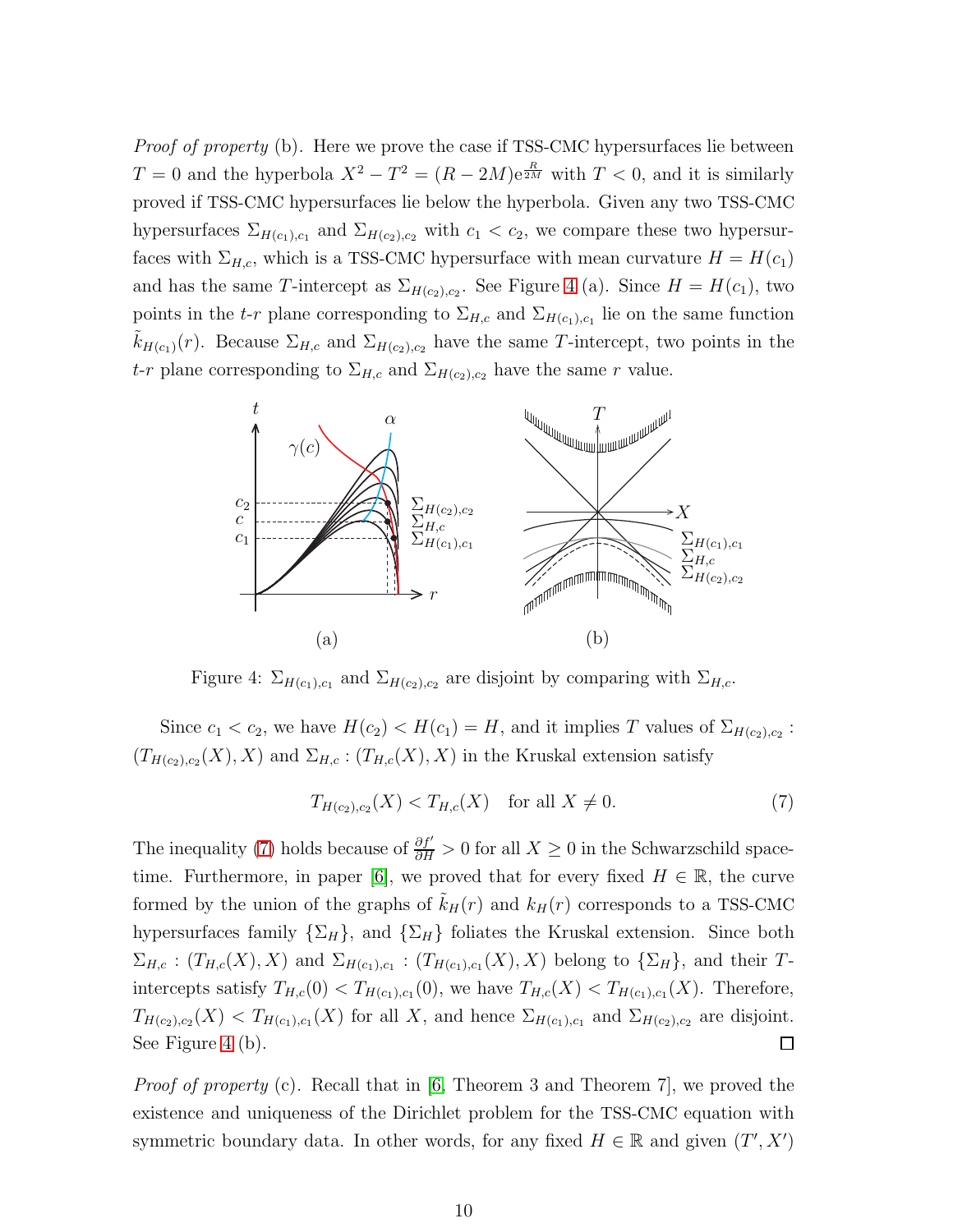*Proof of property* (b). Here we prove the case if TSS-CMC hypersurfaces lie between $T = 0$ and the hyperbola $X^2 - T^2 = (R - 2M)e^{\frac{R}{2M}}$ with $T < 0$, and it is similarly proved if TSS-CMC hypersurfaces lie below the hyperbola. Given any two TSS-CMC hypersurfaces $\Sigma_{H(c_1),c_1}$ and $\Sigma_{H(c_2),c_2}$ with $c_1 < c_2$, we compare these two hypersurfaces with $\Sigma_{H,c}$, which is a TSS-CMC hypersurface with mean curvature $H = H(c_1)$ and has the same $T$-intercept as $\Sigma_{H(c_2),c_2}$. See Figure 4 (a). Since $H = H(c_1)$, two points in the $t$-$r$ plane corresponding to $\Sigma_{H,c}$ and $\Sigma_{H(c_1),c_1}$ lie on the same function $\tilde{k}_{H(c_1)}(r)$. Because $\Sigma_{H,c}$ and $\Sigma_{H(c_2),c_2}$ have the same $T$-intercept, two points in the $t$-$r$ plane corresponding to $\Sigma_{H,c}$ and $\Sigma_{H(c_2),c_2}$ have the same $r$ value.

Figure 4: $\Sigma_{H(c_1),c_1}$ and $\Sigma_{H(c_2),c_2}$ are disjoint by comparing with $\Sigma_{H,c}$.

Since $c_1 < c_2$, we have $H(c_2) < H(c_1) = H$, and it implies $T$ values of $\Sigma_{H(c_2),c_2}$ : $(T_{H(c_2),c_2}(X), X)$ and $\Sigma_{H,c} : (T_{H,c}(X), X)$ in the Kruskal extension satisfy

$$T_{H(c_2),c_2}(X) < T_{H,c}(X) \quad \text{for all } X \neq 0. \tag{7}$$

The inequality (7) holds because of $\frac{\partial f'}{\partial H} > 0$ for all $X \geq 0$ in the Schwarzschild spacetime. Furthermore, in paper [6], we proved that for every fixed $H \in \mathbb{R}$, the curve formed by the union of the graphs of $\tilde{k}_H(r)$ and $k_H(r)$ corresponds to a TSS-CMC hypersurfaces family $\{\Sigma_H\}$, and $\{\Sigma_H\}$ foliates the Kruskal extension. Since both $\Sigma_{H,c} : (T_{H,c}(X), X)$ and $\Sigma_{H(c_1),c_1} : (T_{H(c_1),c_1}(X), X)$ belong to $\{\Sigma_H\}$, and their $T$-intercepts satisfy $T_{H,c}(0) < T_{H(c_1),c_1}(0)$, we have $T_{H,c}(X) < T_{H(c_1),c_1}(X)$. Therefore, $T_{H(c_2),c_2}(X) < T_{H(c_1),c_1}(X)$ for all $X$, and hence $\Sigma_{H(c_1),c_1}$ and $\Sigma_{H(c_2),c_2}$ are disjoint. See Figure 4 (b). ∎

*Proof of property* (c). Recall that in [6, Theorem 3 and Theorem 7], we proved the existence and uniqueness of the Dirichlet problem for the TSS-CMC equation with symmetric boundary data. In other words, for any fixed $H \in \mathbb{R}$ and given $(T', X')$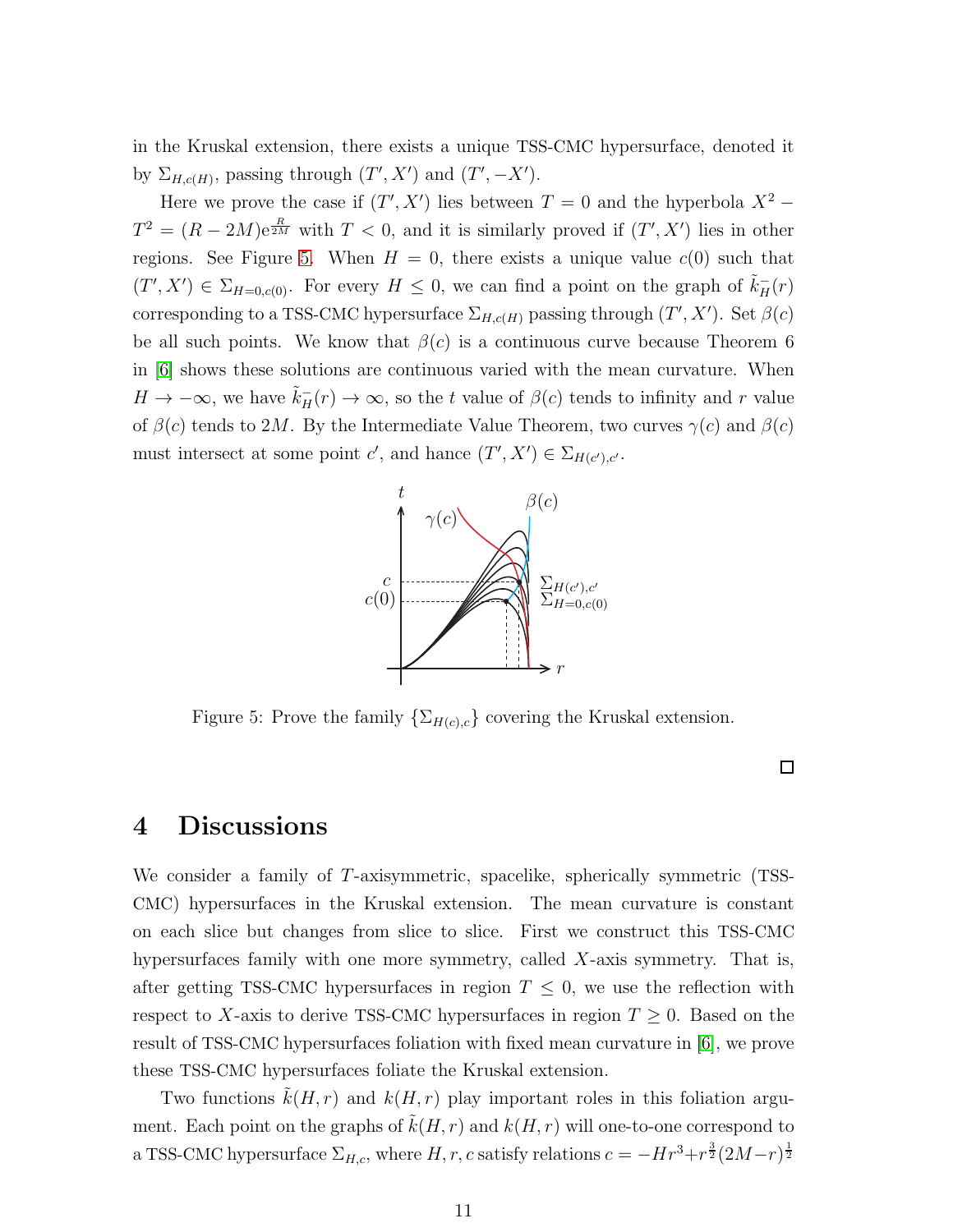in the Kruskal extension, there exists a unique TSS-CMC hypersurface, denoted it by $\Sigma_{H,c(H)}$, passing through $(T', X')$ and $(T', -X')$.

Here we prove the case if $(T', X')$ lies between $T = 0$ and the hyperbola $X^2 - T^2 = (R - 2M)e^{\frac{R}{2M}}$ with $T < 0$, and it is similarly proved if $(T', X')$ lies in other regions. See Figure 5. When $H = 0$, there exists a unique value $c(0)$ such that $(T', X') \in \Sigma_{H=0,c(0)}$. For every $H \leq 0$, we can find a point on the graph of $\tilde{k}_H^-(r)$ corresponding to a TSS-CMC hypersurface $\Sigma_{H,c(H)}$ passing through $(T', X')$. Set $\beta(c)$ be all such points. We know that $\beta(c)$ is a continuous curve because Theorem 6 in [6] shows these solutions are continuous varied with the mean curvature. When $H \to -\infty$, we have $\tilde{k}_H^-(r) \to \infty$, so the $t$ value of $\beta(c)$ tends to infinity and $r$ value of $\beta(c)$ tends to $2M$. By the Intermediate Value Theorem, two curves $\gamma(c)$ and $\beta(c)$ must intersect at some point $c'$, and hance $(T', X') \in \Sigma_{H(c'),c'}$.

Figure 5: Prove the family $\{\Sigma_{H(c),c}\}$ covering the Kruskal extension.

□

# 4 Discussions

We consider a family of $T$-axisymmetric, spacelike, spherically symmetric (TSS-CMC) hypersurfaces in the Kruskal extension. The mean curvature is constant on each slice but changes from slice to slice. First we construct this TSS-CMC hypersurfaces family with one more symmetry, called $X$-axis symmetry. That is, after getting TSS-CMC hypersurfaces in region $T \leq 0$, we use the reflection with respect to $X$-axis to derive TSS-CMC hypersurfaces in region $T \geq 0$. Based on the result of TSS-CMC hypersurfaces foliation with fixed mean curvature in [6], we prove these TSS-CMC hypersurfaces foliate the Kruskal extension.

Two functions $\tilde{k}(H, r)$ and $k(H, r)$ play important roles in this foliation argument. Each point on the graphs of $\tilde{k}(H, r)$ and $k(H, r)$ will one-to-one correspond to a TSS-CMC hypersurface $\Sigma_{H,c}$, where $H, r, c$ satisfy relations $c = -Hr^3 + r^{\frac{3}{2}}(2M - r)^{\frac{1}{2}}$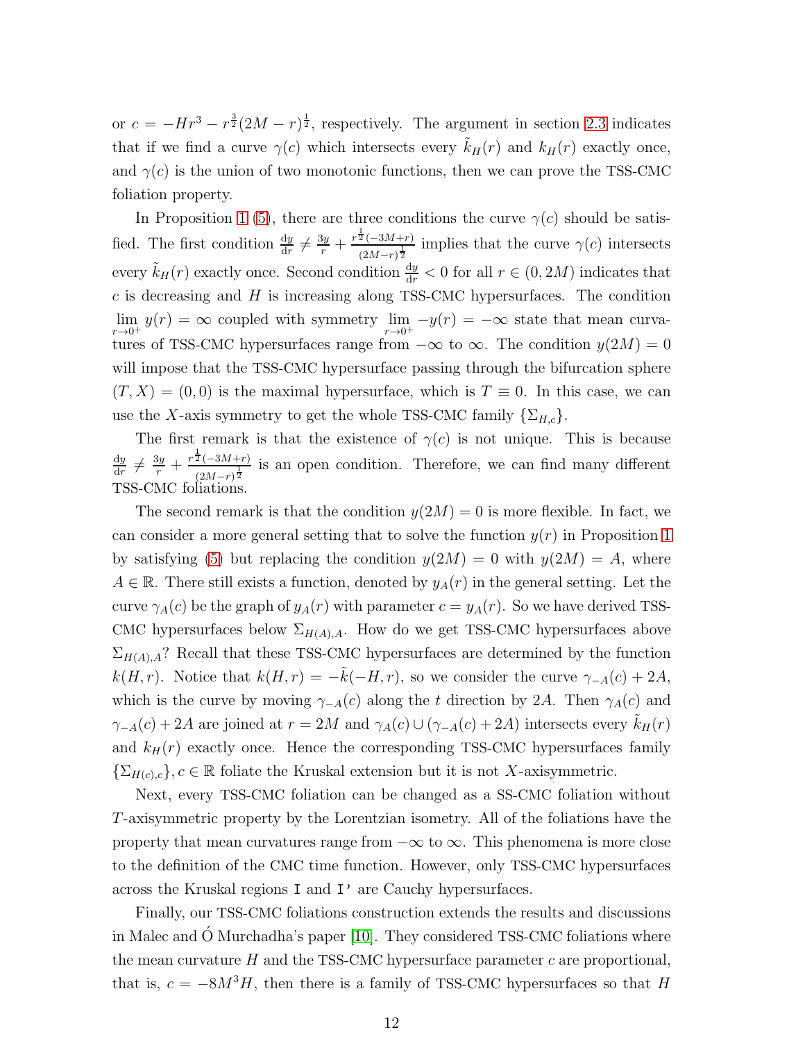or $c = -Hr^3 - r^{\frac{3}{2}}(2M-r)^{\frac{1}{2}}$, respectively. The argument in section 2.3 indicates that if we find a curve $\gamma(c)$ which intersects every $\tilde{k}_H(r)$ and $k_H(r)$ exactly once, and $\gamma(c)$ is the union of two monotonic functions, then we can prove the TSS-CMC foliation property.

In Proposition 1 (5), there are three conditions the curve $\gamma(c)$ should be satisfied. The first condition $\frac{\mathrm{d}y}{\mathrm{d}r} \neq \frac{3y}{r} + \frac{r^{\frac{1}{2}}(-3M+r)}{(2M-r)^{\frac{1}{2}}}$ implies that the curve $\gamma(c)$ intersects every $\tilde{k}_H(r)$ exactly once. Second condition $\frac{\mathrm{d}y}{\mathrm{d}r} < 0$ for all $r \in (0, 2M)$ indicates that $c$ is decreasing and $H$ is increasing along TSS-CMC hypersurfaces. The condition $\lim_{r\to 0^+} y(r) = \infty$ coupled with symmetry $\lim_{r\to 0^+} -y(r) = -\infty$ state that mean curvatures of TSS-CMC hypersurfaces range from $-\infty$ to $\infty$. The condition $y(2M) = 0$ will impose that the TSS-CMC hypersurface passing through the bifurcation sphere $(T, X) = (0, 0)$ is the maximal hypersurface, which is $T \equiv 0$. In this case, we can use the $X$-axis symmetry to get the whole TSS-CMC family $\{\Sigma_{H,c}\}$.

The first remark is that the existence of $\gamma(c)$ is not unique. This is because $\frac{\mathrm{d}y}{\mathrm{d}r} \neq \frac{3y}{r} + \frac{r^{\frac{1}{2}}(-3M+r)}{(2M-r)^{\frac{1}{2}}}$ is an open condition. Therefore, we can find many different TSS-CMC foliations.

The second remark is that the condition $y(2M) = 0$ is more flexible. In fact, we can consider a more general setting that to solve the function $y(r)$ in Proposition 1 by satisfying (5) but replacing the condition $y(2M) = 0$ with $y(2M) = A$, where $A \in \mathbb{R}$. There still exists a function, denoted by $y_A(r)$ in the general setting. Let the curve $\gamma_A(c)$ be the graph of $y_A(r)$ with parameter $c = y_A(r)$. So we have derived TSS-CMC hypersurfaces below $\Sigma_{H(A),A}$. How do we get TSS-CMC hypersurfaces above $\Sigma_{H(A),A}$? Recall that these TSS-CMC hypersurfaces are determined by the function $k(H, r)$. Notice that $k(H, r) = -\tilde{k}(-H, r)$, so we consider the curve $\gamma_{-A}(c) + 2A$, which is the curve by moving $\gamma_{-A}(c)$ along the $t$ direction by $2A$. Then $\gamma_A(c)$ and $\gamma_{-A}(c) + 2A$ are joined at $r = 2M$ and $\gamma_A(c) \cup (\gamma_{-A}(c) + 2A)$ intersects every $\tilde{k}_H(r)$ and $k_H(r)$ exactly once. Hence the corresponding TSS-CMC hypersurfaces family $\{\Sigma_{H(c),c}\}, c \in \mathbb{R}$ foliate the Kruskal extension but it is not $X$-axisymmetric.

Next, every TSS-CMC foliation can be changed as a SS-CMC foliation without $T$-axisymmetric property by the Lorentzian isometry. All of the foliations have the property that mean curvatures range from $-\infty$ to $\infty$. This phenomena is more close to the definition of the CMC time function. However, only TSS-CMC hypersurfaces across the Kruskal regions I and I' are Cauchy hypersurfaces.

Finally, our TSS-CMC foliations construction extends the results and discussions in Malec and Ó Murchadha's paper [10]. They considered TSS-CMC foliations where the mean curvature $H$ and the TSS-CMC hypersurface parameter $c$ are proportional, that is, $c = -8M^3 H$, then there is a family of TSS-CMC hypersurfaces so that $H$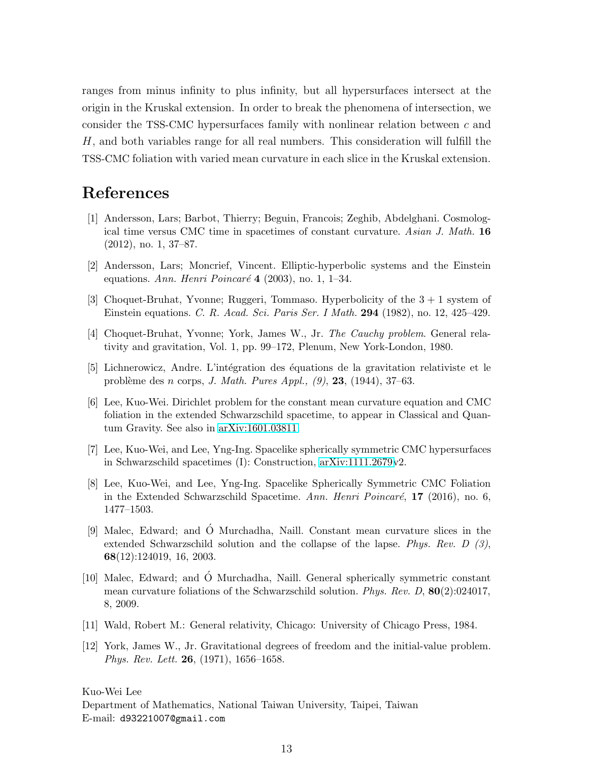ranges from minus infinity to plus infinity, but all hypersurfaces intersect at the origin in the Kruskal extension. In order to break the phenomena of intersection, we consider the TSS-CMC hypersurfaces family with nonlinear relation between $c$ and $H$, and both variables range for all real numbers. This consideration will fulfill the TSS-CMC foliation with varied mean curvature in each slice in the Kruskal extension.

# References

[1] Andersson, Lars; Barbot, Thierry; Beguin, Francois; Zeghib, Abdelghani. Cosmological time versus CMC time in spacetimes of constant curvature. *Asian J. Math.* **16** (2012), no. 1, 37–87.

[2] Andersson, Lars; Moncrief, Vincent. Elliptic-hyperbolic systems and the Einstein equations. *Ann. Henri Poincaré* **4** (2003), no. 1, 1–34.

[3] Choquet-Bruhat, Yvonne; Ruggeri, Tommaso. Hyperbolicity of the $3+1$ system of Einstein equations. *C. R. Acad. Sci. Paris Ser. I Math.* **294** (1982), no. 12, 425–429.

[4] Choquet-Bruhat, Yvonne; York, James W., Jr. *The Cauchy problem*. General relativity and gravitation, Vol. 1, pp. 99–172, Plenum, New York-London, 1980.

[5] Lichnerowicz, André. L'intégration des équations de la gravitation relativiste et le problème des $n$ corps, *J. Math. Pures Appl., (9)*, **23**, (1944), 37–63.

[6] Lee, Kuo-Wei. Dirichlet problem for the constant mean curvature equation and CMC foliation in the extended Schwarzschild spacetime, to appear in Classical and Quantum Gravity. See also in arXiv:1601.03811

[7] Lee, Kuo-Wei, and Lee, Yng-Ing. Spacelike spherically symmetric CMC hypersurfaces in Schwarzschild spacetimes (I): Construction, arXiv:1111.2679v2.

[8] Lee, Kuo-Wei, and Lee, Yng-Ing. Spacelike Spherically Symmetric CMC Foliation in the Extended Schwarzschild Spacetime. *Ann. Henri Poincaré*, **17** (2016), no. 6, 1477–1503.

[9] Malec, Edward; and Ó Murchadha, Naill. Constant mean curvature slices in the extended Schwarzschild solution and the collapse of the lapse. *Phys. Rev. D (3)*, **68**(12):124019, 16, 2003.

[10] Malec, Edward; and Ó Murchadha, Naill. General spherically symmetric constant mean curvature foliations of the Schwarzschild solution. *Phys. Rev. D*, **80**(2):024017, 8, 2009.

[11] Wald, Robert M.: General relativity, Chicago: University of Chicago Press, 1984.

[12] York, James W., Jr. Gravitational degrees of freedom and the initial-value problem. *Phys. Rev. Lett.* **26**, (1971), 1656–1658.

Kuo-Wei Lee
Department of Mathematics, National Taiwan University, Taipei, Taiwan
E-mail: `d93221007@gmail.com`